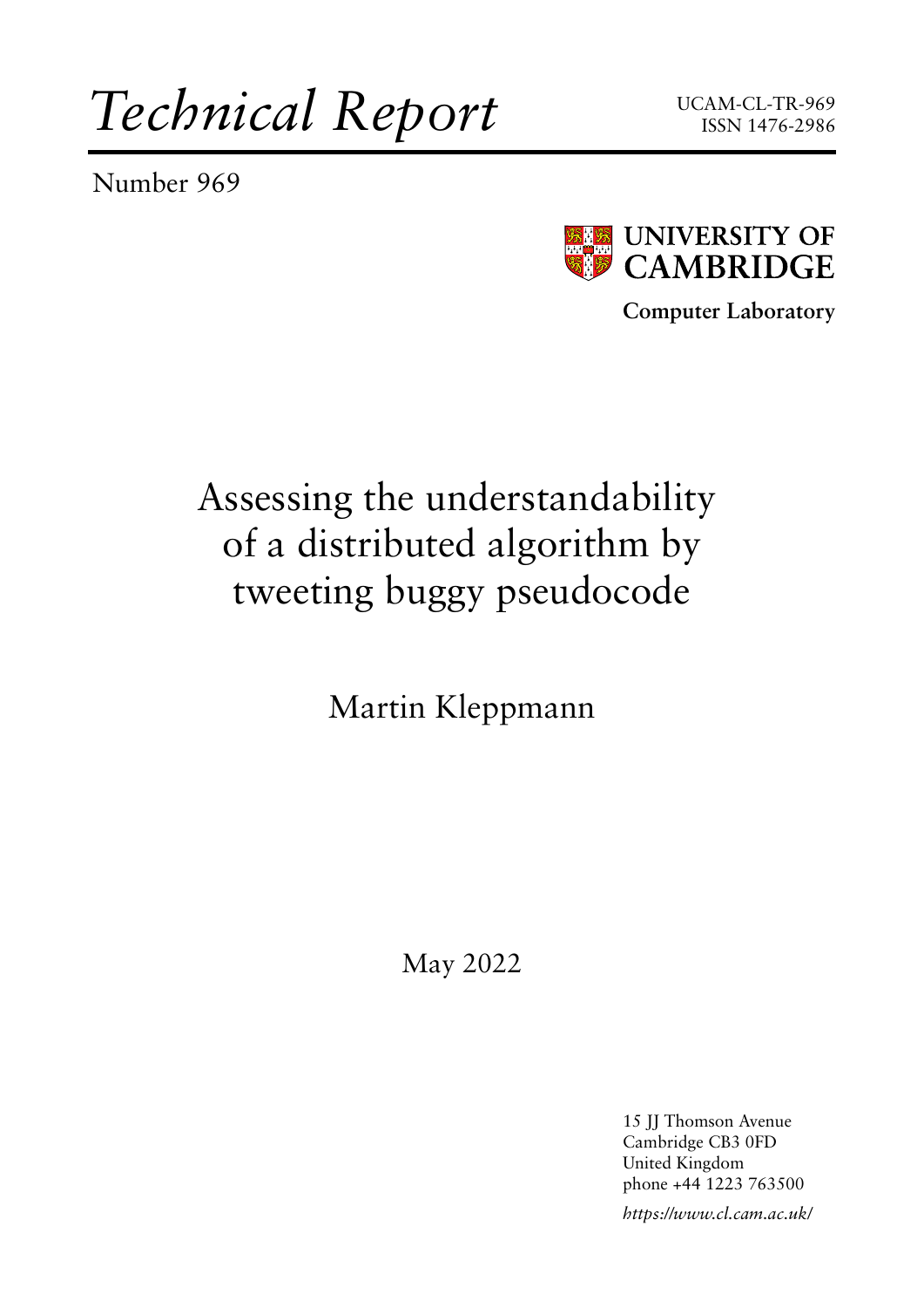# *Technical Report*

UCAM-CL-TR-969
ISSN 1476-2986

Number 969

**UNIVERSITY OF CAMBRIDGE**

**Computer Laboratory**

# Assessing the understandability of a distributed algorithm by tweeting buggy pseudocode

Martin Kleppmann

May 2022

15 JJ Thomson Avenue
Cambridge CB3 0FD
United Kingdom
phone +44 1223 763500

*https://www.cl.cam.ac.uk/*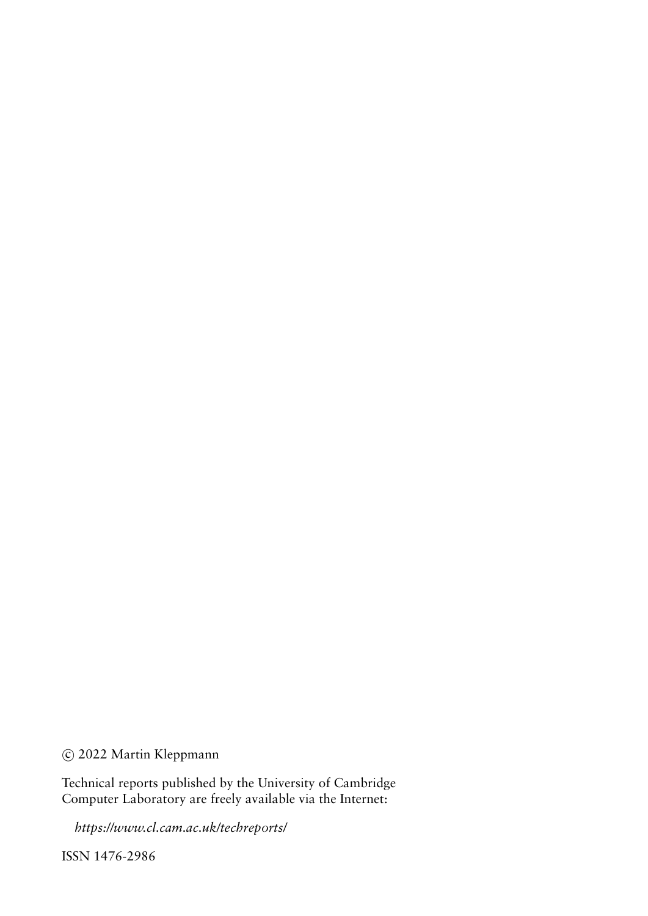© 2022 Martin Kleppmann

Technical reports published by the University of Cambridge
Computer Laboratory are freely available via the Internet:

*https://www.cl.cam.ac.uk/techreports/*

ISSN 1476-2986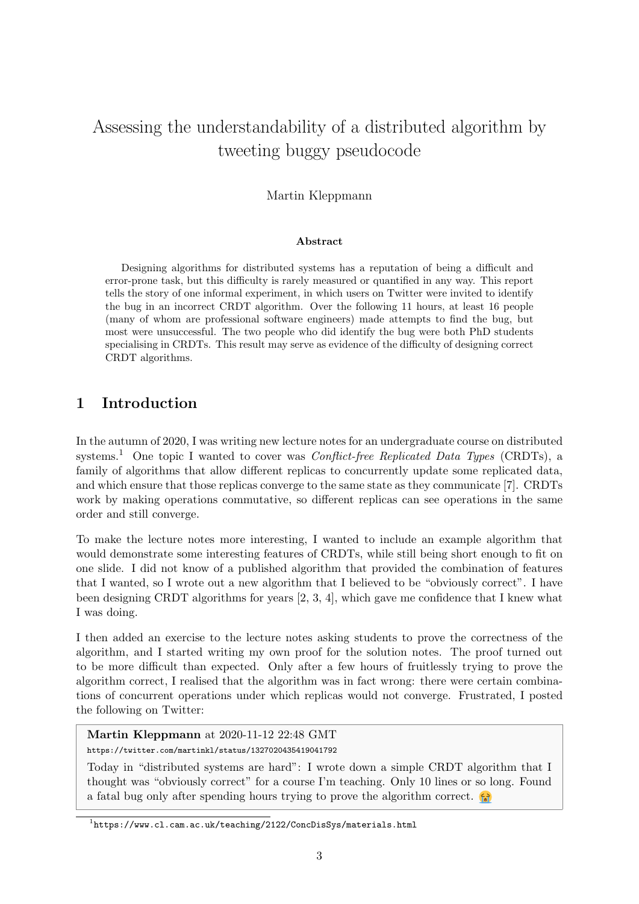# Assessing the understandability of a distributed algorithm by tweeting buggy pseudocode

Martin Kleppmann

**Abstract**

Designing algorithms for distributed systems has a reputation of being a difficult and error-prone task, but this difficulty is rarely measured or quantified in any way. This report tells the story of one informal experiment, in which users on Twitter were invited to identify the bug in an incorrect CRDT algorithm. Over the following 11 hours, at least 16 people (many of whom are professional software engineers) made attempts to find the bug, but most were unsuccessful. The two people who did identify the bug were both PhD students specialising in CRDTs. This result may serve as evidence of the difficulty of designing correct CRDT algorithms.

## 1 Introduction

In the autumn of 2020, I was writing new lecture notes for an undergraduate course on distributed systems.[1] One topic I wanted to cover was *Conflict-free Replicated Data Types* (CRDTs), a family of algorithms that allow different replicas to concurrently update some replicated data, and which ensure that those replicas converge to the same state as they communicate [7]. CRDTs work by making operations commutative, so different replicas can see operations in the same order and still converge.

To make the lecture notes more interesting, I wanted to include an example algorithm that would demonstrate some interesting features of CRDTs, while still being short enough to fit on one slide. I did not know of a published algorithm that provided the combination of features that I wanted, so I wrote out a new algorithm that I believed to be "obviously correct". I have been designing CRDT algorithms for years [2, 3, 4], which gave me confidence that I knew what I was doing.

I then added an exercise to the lecture notes asking students to prove the correctness of the algorithm, and I started writing my own proof for the solution notes. The proof turned out to be more difficult than expected. Only after a few hours of fruitlessly trying to prove the algorithm correct, I realised that the algorithm was in fact wrong: there were certain combinations of concurrent operations under which replicas would not converge. Frustrated, I posted the following on Twitter:

> **Martin Kleppmann** at 2020-11-12 22:48 GMT
> `https://twitter.com/martinkl/status/1327020435419041792`
>
> Today in "distributed systems are hard": I wrote down a simple CRDT algorithm that I thought was "obviously correct" for a course I'm teaching. Only 10 lines or so long. Found a fatal bug only after spending hours trying to prove the algorithm correct. 😭

[1] `https://www.cl.cam.ac.uk/teaching/2122/ConcDisSys/materials.html`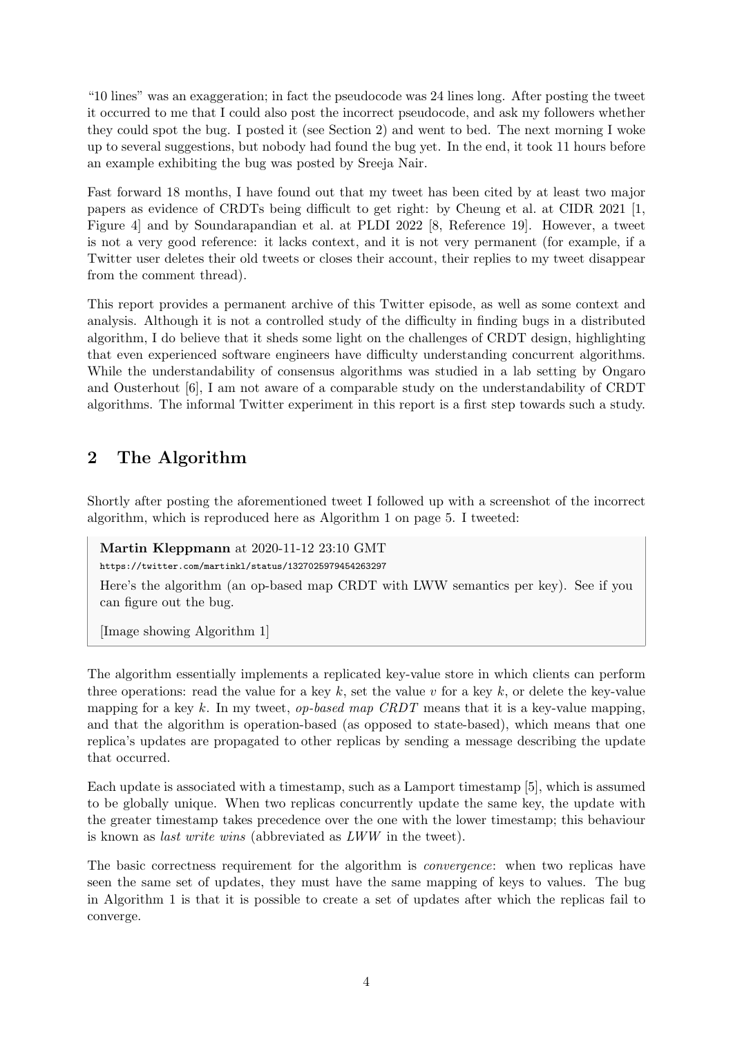"10 lines" was an exaggeration; in fact the pseudocode was 24 lines long. After posting the tweet it occurred to me that I could also post the incorrect pseudocode, and ask my followers whether they could spot the bug. I posted it (see Section 2) and went to bed. The next morning I woke up to several suggestions, but nobody had found the bug yet. In the end, it took 11 hours before an example exhibiting the bug was posted by Sreeja Nair.

Fast forward 18 months, I have found out that my tweet has been cited by at least two major papers as evidence of CRDTs being difficult to get right: by Cheung et al. at CIDR 2021 [1, Figure 4] and by Soundarapandian et al. at PLDI 2022 [8, Reference 19]. However, a tweet is not a very good reference: it lacks context, and it is not very permanent (for example, if a Twitter user deletes their old tweets or closes their account, their replies to my tweet disappear from the comment thread).

This report provides a permanent archive of this Twitter episode, as well as some context and analysis. Although it is not a controlled study of the difficulty in finding bugs in a distributed algorithm, I do believe that it sheds some light on the challenges of CRDT design, highlighting that even experienced software engineers have difficulty understanding concurrent algorithms. While the understandability of consensus algorithms was studied in a lab setting by Ongaro and Ousterhout [6], I am not aware of a comparable study on the understandability of CRDT algorithms. The informal Twitter experiment in this report is a first step towards such a study.

## 2 The Algorithm

Shortly after posting the aforementioned tweet I followed up with a screenshot of the incorrect algorithm, which is reproduced here as Algorithm 1 on page 5. I tweeted:

> **Martin Kleppmann** at 2020-11-12 23:10 GMT
>
> `https://twitter.com/martinkl/status/1327025979454263297`
>
> Here's the algorithm (an op-based map CRDT with LWW semantics per key). See if you can figure out the bug.
>
> [Image showing Algorithm 1]

The algorithm essentially implements a replicated key-value store in which clients can perform three operations: read the value for a key $k$, set the value $v$ for a key $k$, or delete the key-value mapping for a key $k$. In my tweet, *op-based map CRDT* means that it is a key-value mapping, and that the algorithm is operation-based (as opposed to state-based), which means that one replica's updates are propagated to other replicas by sending a message describing the update that occurred.

Each update is associated with a timestamp, such as a Lamport timestamp [5], which is assumed to be globally unique. When two replicas concurrently update the same key, the update with the greater timestamp takes precedence over the one with the lower timestamp; this behaviour is known as *last write wins* (abbreviated as *LWW* in the tweet).

The basic correctness requirement for the algorithm is *convergence*: when two replicas have seen the same set of updates, they must have the same mapping of keys to values. The bug in Algorithm 1 is that it is possible to create a set of updates after which the replicas fail to converge.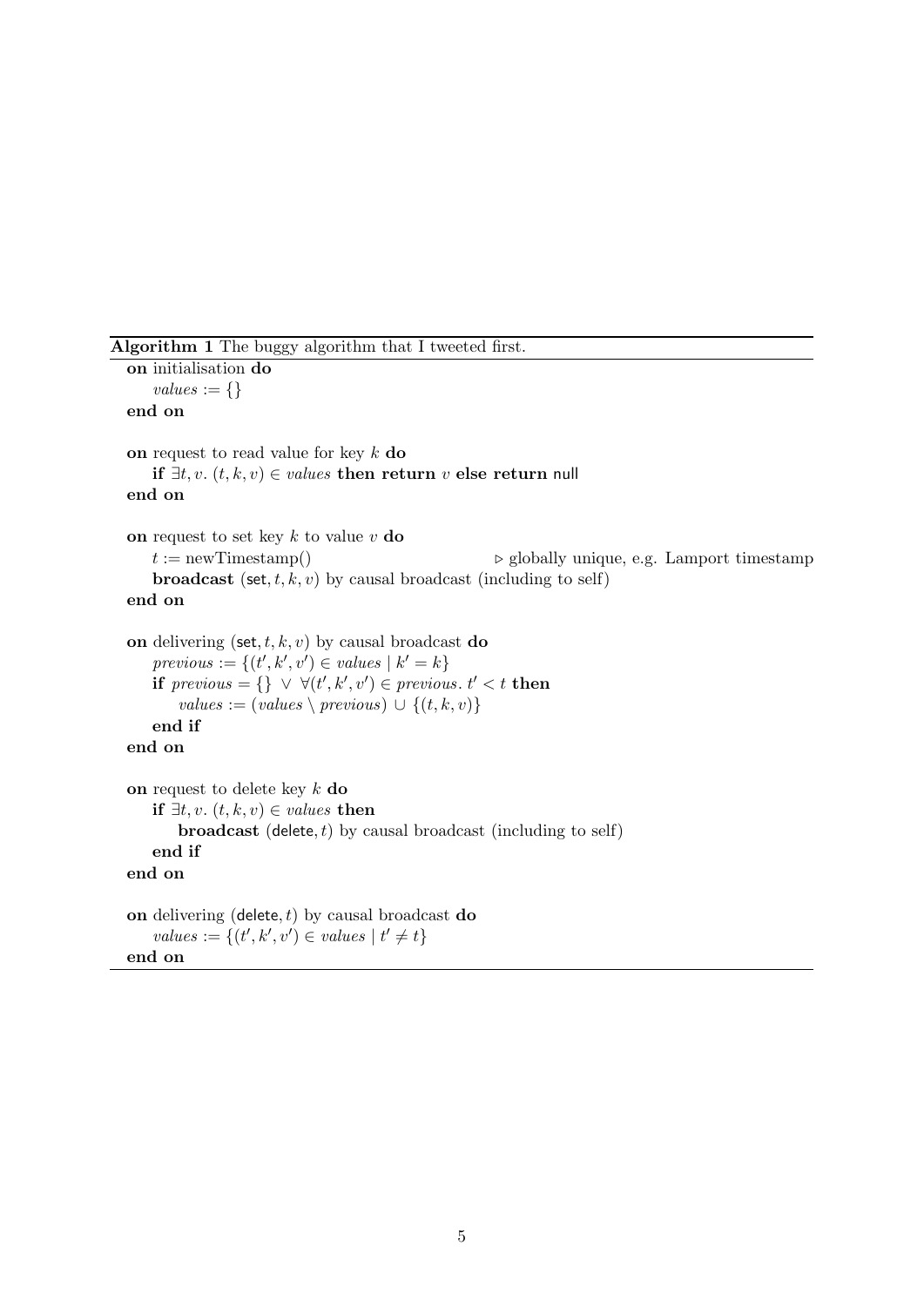**Algorithm 1** The buggy algorithm that I tweeted first.

**on** initialisation **do**
  $values := \{\}$
**end on**

**on** request to read value for key $k$ **do**
  **if** $\exists t, v.\ (t, k, v) \in values$ **then return** $v$ **else return** null
**end on**

**on** request to set key $k$ to value $v$ **do**
  $t :=$ newTimestamp()  ▷ globally unique, e.g. Lamport timestamp
  **broadcast** $(\mathsf{set}, t, k, v)$ by causal broadcast (including to self)
**end on**

**on** delivering $(\mathsf{set}, t, k, v)$ by causal broadcast **do**
  $previous := \{(t', k', v') \in values \mid k' = k\}$
  **if** $previous = \{\} \lor \forall (t', k', v') \in previous.\ t' < t$ **then**
    $values := (values \setminus previous) \cup \{(t, k, v)\}$
  **end if**
**end on**

**on** request to delete key $k$ **do**
  **if** $\exists t, v.\ (t, k, v) \in values$ **then**
    **broadcast** $(\mathsf{delete}, t)$ by causal broadcast (including to self)
  **end if**
**end on**

**on** delivering $(\mathsf{delete}, t)$ by causal broadcast **do**
  $values := \{(t', k', v') \in values \mid t' \neq t\}$
**end on**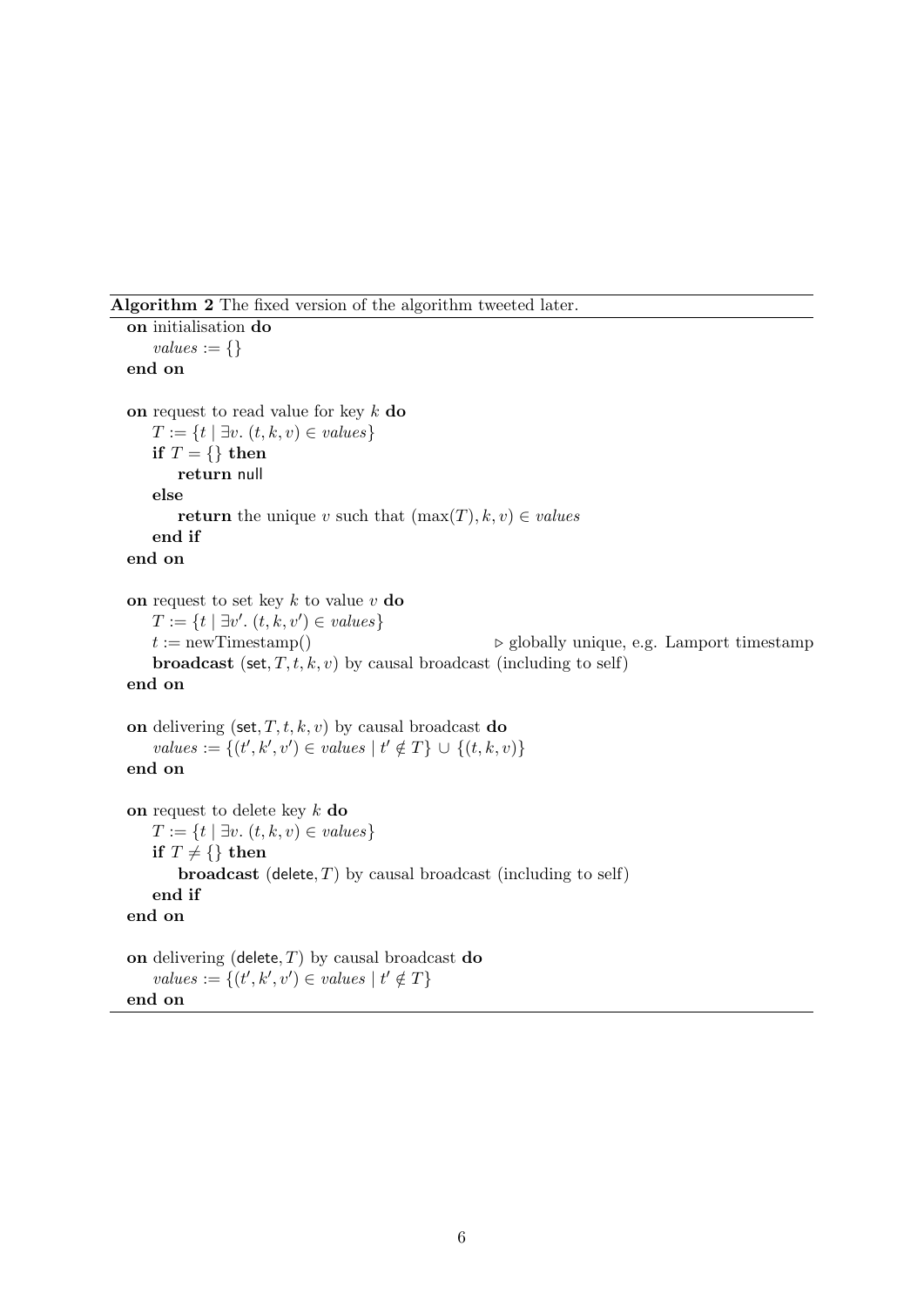**Algorithm 2** The fixed version of the algorithm tweeted later.

**on** initialisation **do**
  $values := \{\}$
**end on**

**on** request to read value for key $k$ **do**
  $T := \{t \mid \exists v.\ (t, k, v) \in values\}$
  **if** $T = \{\}$ **then**
    **return** null
  **else**
    **return** the unique $v$ such that $(\max(T), k, v) \in values$
  **end if**
**end on**

**on** request to set key $k$ to value $v$ **do**
  $T := \{t \mid \exists v'.\ (t, k, v') \in values\}$
  $t :=$ newTimestamp()  ▷ globally unique, e.g. Lamport timestamp
  **broadcast** $(\mathsf{set}, T, t, k, v)$ by causal broadcast (including to self)
**end on**

**on** delivering $(\mathsf{set}, T, t, k, v)$ by causal broadcast **do**
  $values := \{(t', k', v') \in values \mid t' \notin T\} \cup \{(t, k, v)\}$
**end on**

**on** request to delete key $k$ **do**
  $T := \{t \mid \exists v.\ (t, k, v) \in values\}$
  **if** $T \neq \{\}$ **then**
    **broadcast** $(\mathsf{delete}, T)$ by causal broadcast (including to self)
  **end if**
**end on**

**on** delivering $(\mathsf{delete}, T)$ by causal broadcast **do**
  $values := \{(t', k', v') \in values \mid t' \notin T\}$
**end on**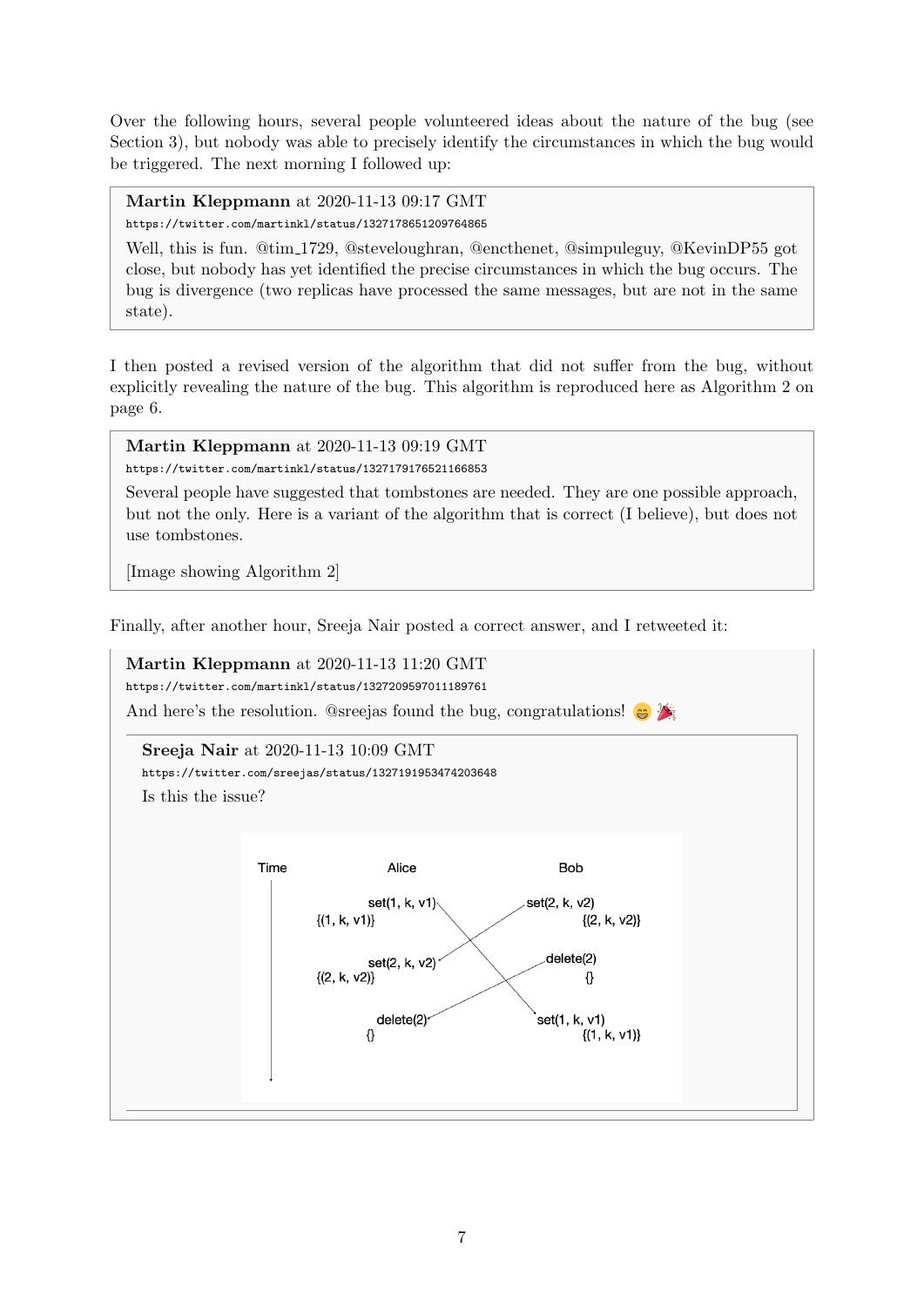Over the following hours, several people volunteered ideas about the nature of the bug (see Section 3), but nobody was able to precisely identify the circumstances in which the bug would be triggered. The next morning I followed up:

> **Martin Kleppmann** at 2020-11-13 09:17 GMT
> `https://twitter.com/martinkl/status/1327178651209764865`
>
> Well, this is fun. @tim_1729, @steveloughran, @encthenet, @simpuleguy, @KevinDP55 got close, but nobody has yet identified the precise circumstances in which the bug occurs. The bug is divergence (two replicas have processed the same messages, but are not in the same state).

I then posted a revised version of the algorithm that did not suffer from the bug, without explicitly revealing the nature of the bug. This algorithm is reproduced here as Algorithm 2 on page 6.

> **Martin Kleppmann** at 2020-11-13 09:19 GMT
> `https://twitter.com/martinkl/status/1327179176521166853`
>
> Several people have suggested that tombstones are needed. They are one possible approach, but not the only. Here is a variant of the algorithm that is correct (I believe), but does not use tombstones.
>
> [Image showing Algorithm 2]

Finally, after another hour, Sreeja Nair posted a correct answer, and I retweeted it:

> **Martin Kleppmann** at 2020-11-13 11:20 GMT
> `https://twitter.com/martinkl/status/1327209597011189761`
>
> And here's the resolution. @sreejas found the bug, congratulations! 😄 🎉
>
> > **Sreeja Nair** at 2020-11-13 10:09 GMT
> > `https://twitter.com/sreejas/status/1327191953474203648`
> >
> > Is this the issue?
> >
> > Time | Alice | Bob
> >
> > Alice: set(1, k, v1) → {(1, k, v1)}; set(2, k, v2) → {(2, k, v2)}; delete(2) → {}
> >
> > Bob: set(2, k, v2) → {(2, k, v2)}; delete(2) → {}; set(1, k, v1) → {(1, k, v1)}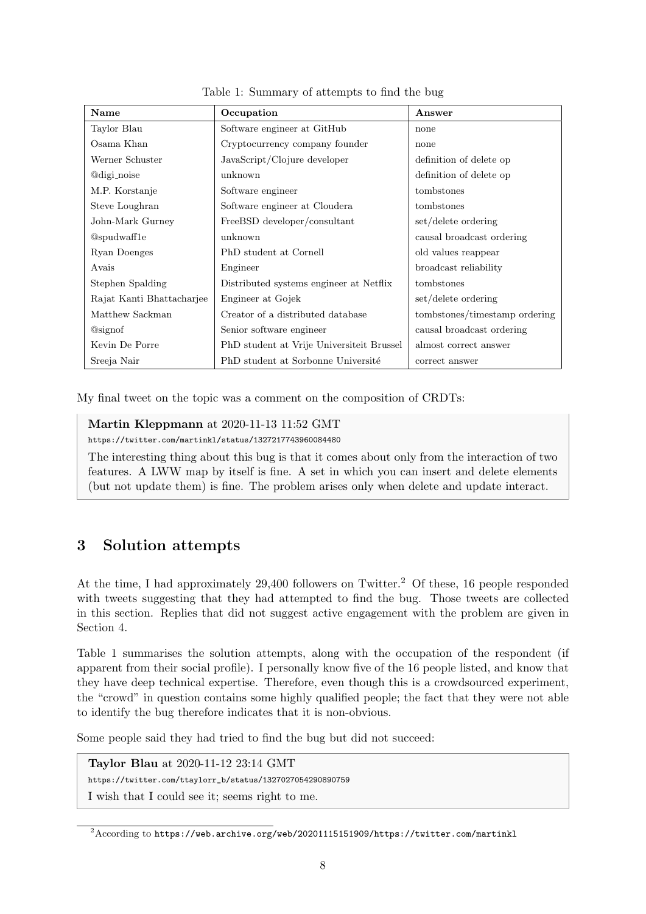Table 1: Summary of attempts to find the bug

| Name | Occupation | Answer |
|---|---|---|
| Taylor Blau | Software engineer at GitHub | none |
| Osama Khan | Cryptocurrency company founder | none |
| Werner Schuster | JavaScript/Clojure developer | definition of delete op |
| @digi_noise | unknown | definition of delete op |
| M.P. Korstanje | Software engineer | tombstones |
| Steve Loughran | Software engineer at Cloudera | tombstones |
| John-Mark Gurney | FreeBSD developer/consultant | set/delete ordering |
| @spudwaff1e | unknown | causal broadcast ordering |
| Ryan Doenges | PhD student at Cornell | old values reappear |
| Avais | Engineer | broadcast reliability |
| Stephen Spalding | Distributed systems engineer at Netflix | tombstones |
| Rajat Kanti Bhattacharjee | Engineer at Gojek | set/delete ordering |
| Matthew Sackman | Creator of a distributed database | tombstones/timestamp ordering |
| @signof | Senior software engineer | causal broadcast ordering |
| Kevin De Porre | PhD student at Vrije Universiteit Brussel | almost correct answer |
| Sreeja Nair | PhD student at Sorbonne Université | correct answer |

My final tweet on the topic was a comment on the composition of CRDTs:

> **Martin Kleppmann** at 2020-11-13 11:52 GMT
> `https://twitter.com/martinkl/status/1327217743960084480`
> The interesting thing about this bug is that it comes about only from the interaction of two features. A LWW map by itself is fine. A set in which you can insert and delete elements (but not update them) is fine. The problem arises only when delete and update interact.

## 3 Solution attempts

At the time, I had approximately 29,400 followers on Twitter.[2] Of these, 16 people responded with tweets suggesting that they had attempted to find the bug. Those tweets are collected in this section. Replies that did not suggest active engagement with the problem are given in Section 4.

Table 1 summarises the solution attempts, along with the occupation of the respondent (if apparent from their social profile). I personally know five of the 16 people listed, and know that they have deep technical expertise. Therefore, even though this is a crowdsourced experiment, the "crowd" in question contains some highly qualified people; the fact that they were not able to identify the bug therefore indicates that it is non-obvious.

Some people said they had tried to find the bug but did not succeed:

> **Taylor Blau** at 2020-11-12 23:14 GMT
> `https://twitter.com/ttaylorr_b/status/1327027054290890759`
> I wish that I could see it; seems right to me.

[2] According to `https://web.archive.org/web/20201115151909/https://twitter.com/martinkl`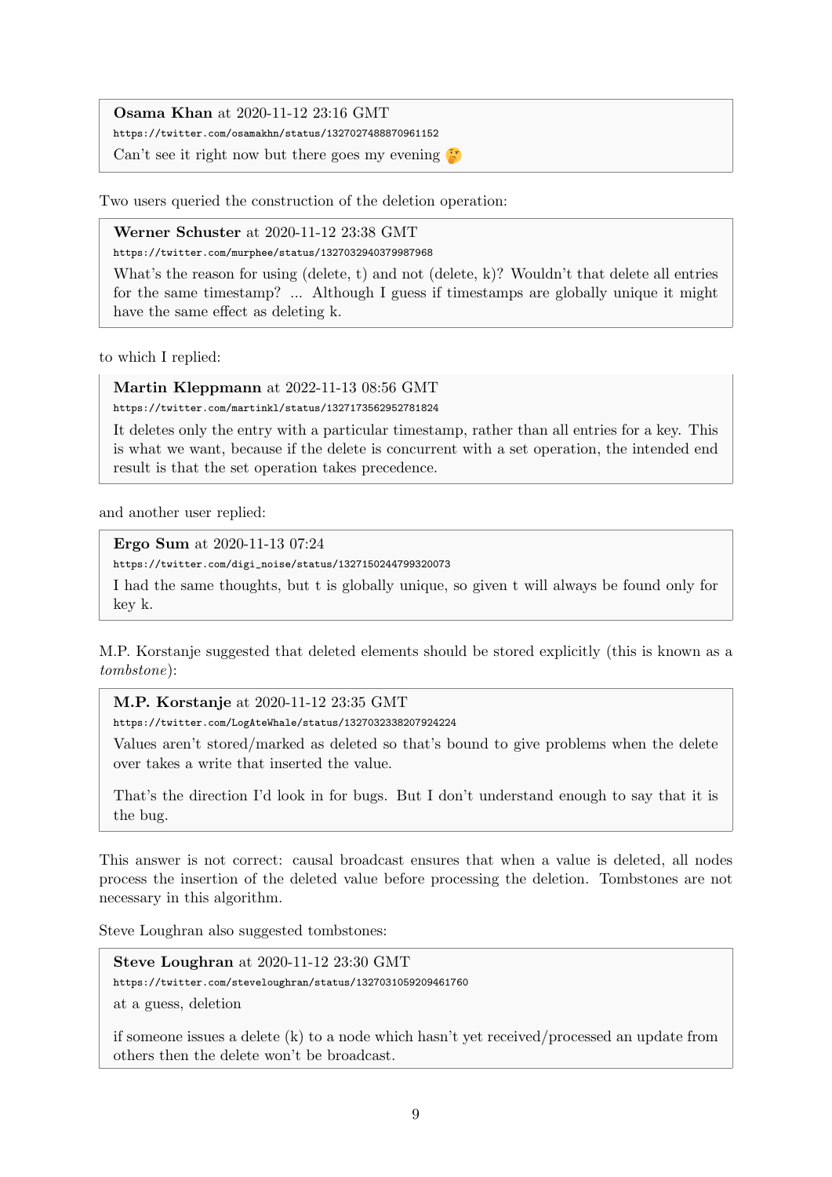> **Osama Khan** at 2020-11-12 23:16 GMT
> https://twitter.com/osamakhn/status/1327027488870961152
> Can't see it right now but there goes my evening 🤔

Two users queried the construction of the deletion operation:

> **Werner Schuster** at 2020-11-12 23:38 GMT
> https://twitter.com/murphee/status/1327032940379987968
> What's the reason for using (delete, t) and not (delete, k)? Wouldn't that delete all entries for the same timestamp? ... Although I guess if timestamps are globally unique it might have the same effect as deleting k.

to which I replied:

> **Martin Kleppmann** at 2022-11-13 08:56 GMT
> https://twitter.com/martinkl/status/1327173562952781824
> It deletes only the entry with a particular timestamp, rather than all entries for a key. This is what we want, because if the delete is concurrent with a set operation, the intended end result is that the set operation takes precedence.

and another user replied:

> **Ergo Sum** at 2020-11-13 07:24
> https://twitter.com/digi_noise/status/1327150244799320073
> I had the same thoughts, but t is globally unique, so given t will always be found only for key k.

M.P. Korstanje suggested that deleted elements should be stored explicitly (this is known as a *tombstone*):

> **M.P. Korstanje** at 2020-11-12 23:35 GMT
> https://twitter.com/LogAteWhale/status/1327032338207924224
> Values aren't stored/marked as deleted so that's bound to give problems when the delete over takes a write that inserted the value.
>
> That's the direction I'd look in for bugs. But I don't understand enough to say that it is the bug.

This answer is not correct: causal broadcast ensures that when a value is deleted, all nodes process the insertion of the deleted value before processing the deletion. Tombstones are not necessary in this algorithm.

Steve Loughran also suggested tombstones:

> **Steve Loughran** at 2020-11-12 23:30 GMT
> https://twitter.com/steveloughran/status/1327031059209461760
> at a guess, deletion
>
> if someone issues a delete (k) to a node which hasn't yet received/processed an update from others then the delete won't be broadcast.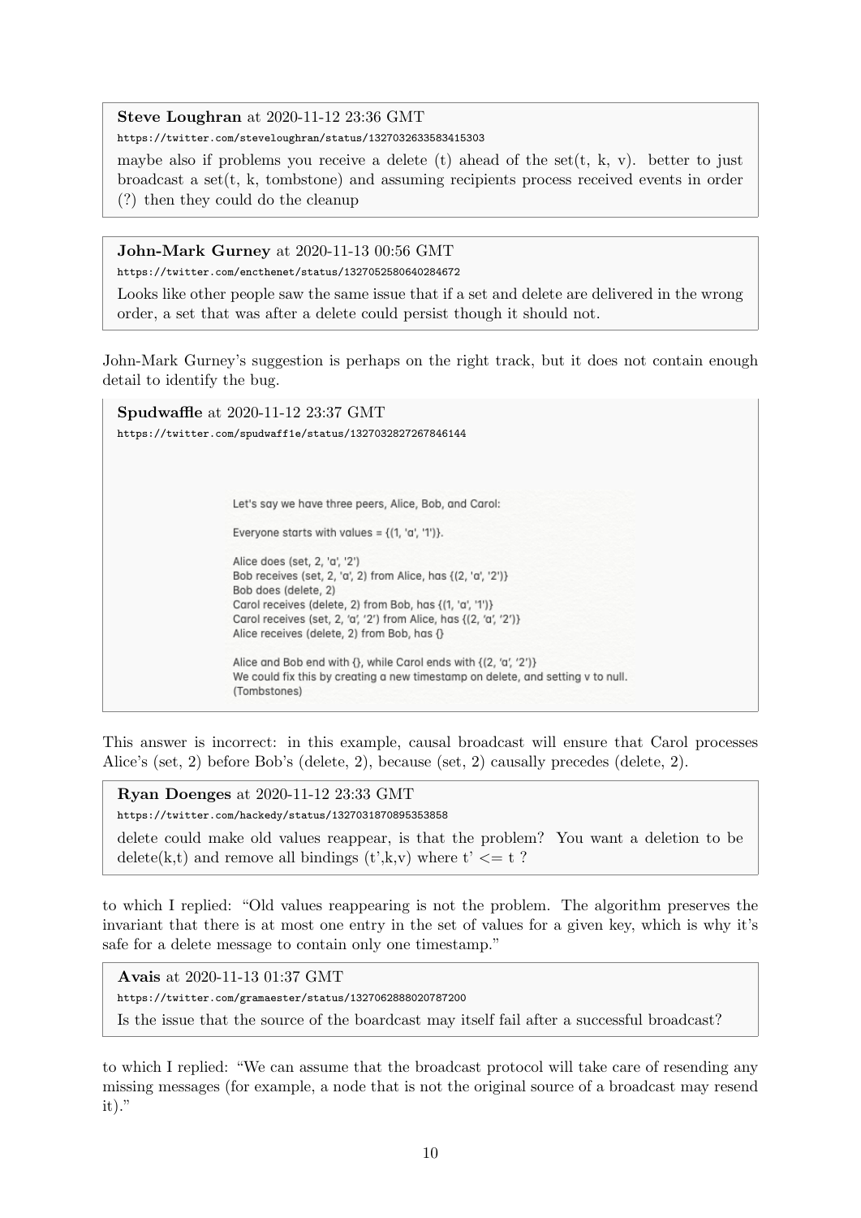**Steve Loughran** at 2020-11-12 23:36 GMT

https://twitter.com/steveloughran/status/1327032633583415303

maybe also if problems you receive a delete (t) ahead of the set(t, k, v). better to just broadcast a set(t, k, tombstone) and assuming recipients process received events in order (?) then they could do the cleanup

**John-Mark Gurney** at 2020-11-13 00:56 GMT

https://twitter.com/encthenet/status/1327052580640284672

Looks like other people saw the same issue that if a set and delete are delivered in the wrong order, a set that was after a delete could persist though it should not.

John-Mark Gurney's suggestion is perhaps on the right track, but it does not contain enough detail to identify the bug.

**Spudwaffle** at 2020-11-12 23:37 GMT

https://twitter.com/spudwaffle/status/1327032827267846144

Let's say we have three peers, Alice, Bob, and Carol:

Everyone starts with values = {(1, 'a', '1')}.

Alice does (set, 2, 'a', '2')
Bob receives (set, 2, 'a', 2) from Alice, has {(2, 'a', '2')}
Bob does (delete, 2)
Carol receives (delete, 2) from Bob, has {(1, 'a', '1')}
Carol receives (set, 2, 'a', '2') from Alice, has {(2, 'a', '2')}
Alice receives (delete, 2) from Bob, has {}

Alice and Bob end with {}, while Carol ends with {(2, 'a', '2')}
We could fix this by creating a new timestamp on delete, and setting v to null.
(Tombstones)

This answer is incorrect: in this example, causal broadcast will ensure that Carol processes Alice's (set, 2) before Bob's (delete, 2), because (set, 2) causally precedes (delete, 2).

**Ryan Doenges** at 2020-11-12 23:33 GMT

https://twitter.com/hackedy/status/1327031870895353858

delete could make old values reappear, is that the problem? You want a deletion to be delete(k,t) and remove all bindings (t',k,v) where t' <= t ?

to which I replied: "Old values reappearing is not the problem. The algorithm preserves the invariant that there is at most one entry in the set of values for a given key, which is why it's safe for a delete message to contain only one timestamp."

**Avais** at 2020-11-13 01:37 GMT

https://twitter.com/gramaester/status/1327062888020787200

Is the issue that the source of the boardcast may itself fail after a successful broadcast?

to which I replied: "We can assume that the broadcast protocol will take care of resending any missing messages (for example, a node that is not the original source of a broadcast may resend it)."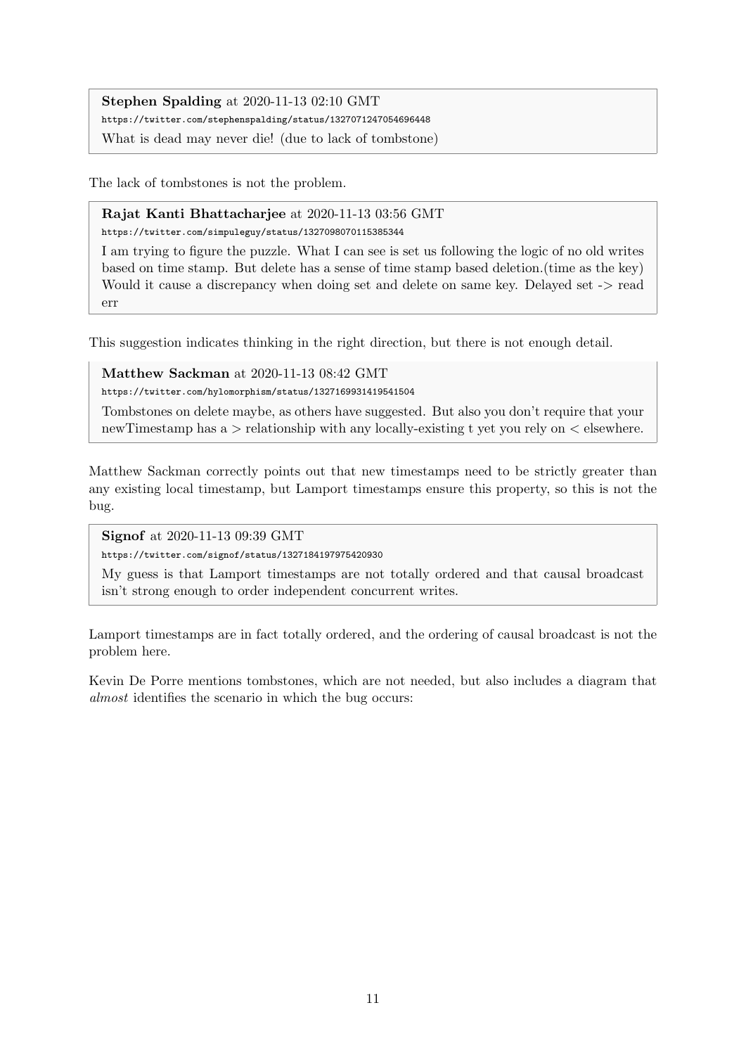> **Stephen Spalding** at 2020-11-13 02:10 GMT
> https://twitter.com/stephenspalding/status/1327071247054696448
> What is dead may never die! (due to lack of tombstone)

The lack of tombstones is not the problem.

> **Rajat Kanti Bhattacharjee** at 2020-11-13 03:56 GMT
> https://twitter.com/simpuleguy/status/1327098070115385344
> I am trying to figure the puzzle. What I can see is set us following the logic of no old writes based on time stamp. But delete has a sense of time stamp based deletion.(time as the key) Would it cause a discrepancy when doing set and delete on same key. Delayed set -> read err

This suggestion indicates thinking in the right direction, but there is not enough detail.

> **Matthew Sackman** at 2020-11-13 08:42 GMT
> https://twitter.com/hylomorphism/status/1327169931419541504
> Tombstones on delete maybe, as others have suggested. But also you don't require that your newTimestamp has a > relationship with any locally-existing t yet you rely on < elsewhere.

Matthew Sackman correctly points out that new timestamps need to be strictly greater than any existing local timestamp, but Lamport timestamps ensure this property, so this is not the bug.

> **Signof** at 2020-11-13 09:39 GMT
> https://twitter.com/signof/status/1327184197975420930
> My guess is that Lamport timestamps are not totally ordered and that causal broadcast isn't strong enough to order independent concurrent writes.

Lamport timestamps are in fact totally ordered, and the ordering of causal broadcast is not the problem here.

Kevin De Porre mentions tombstones, which are not needed, but also includes a diagram that *almost* identifies the scenario in which the bug occurs: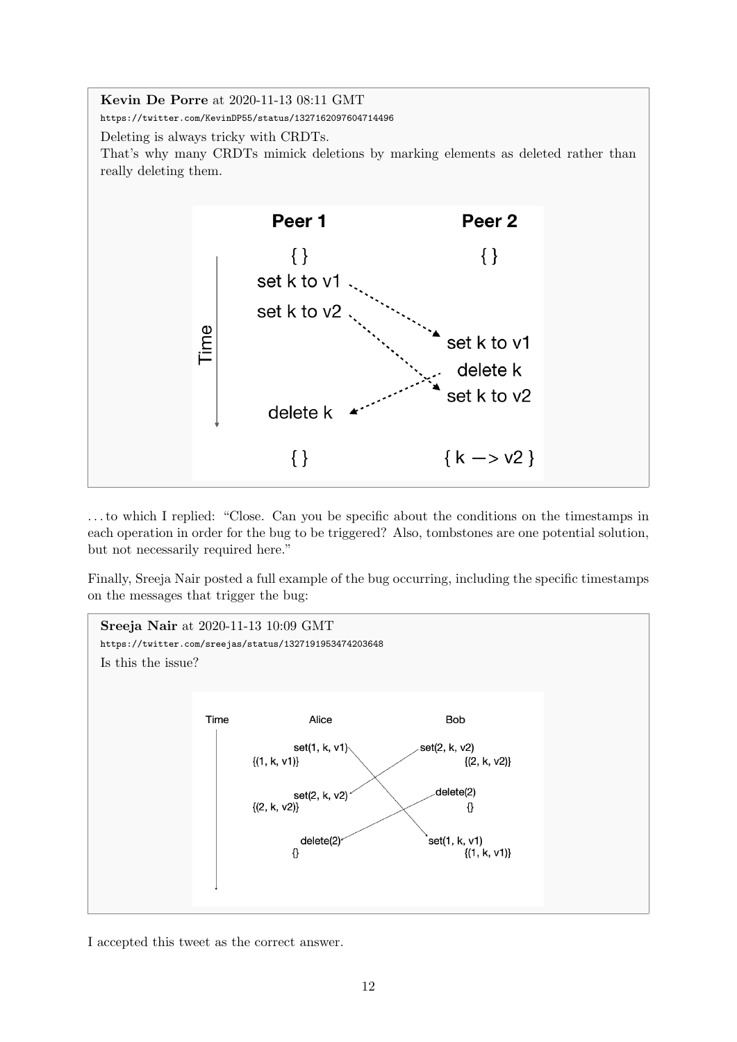**Kevin De Porre** at 2020-11-13 08:11 GMT

https://twitter.com/KevinDP55/status/1327162097604714496

Deleting is always tricky with CRDTs.
That's why many CRDTs mimick deletions by marking elements as deleted rather than really deleting them.

. . . to which I replied: "Close. Can you be specific about the conditions on the timestamps in each operation in order for the bug to be triggered? Also, tombstones are one potential solution, but not necessarily required here."

Finally, Sreeja Nair posted a full example of the bug occurring, including the specific timestamps on the messages that trigger the bug:

**Sreeja Nair** at 2020-11-13 10:09 GMT

https://twitter.com/sreejas/status/1327191953474203648

Is this the issue?

I accepted this tweet as the correct answer.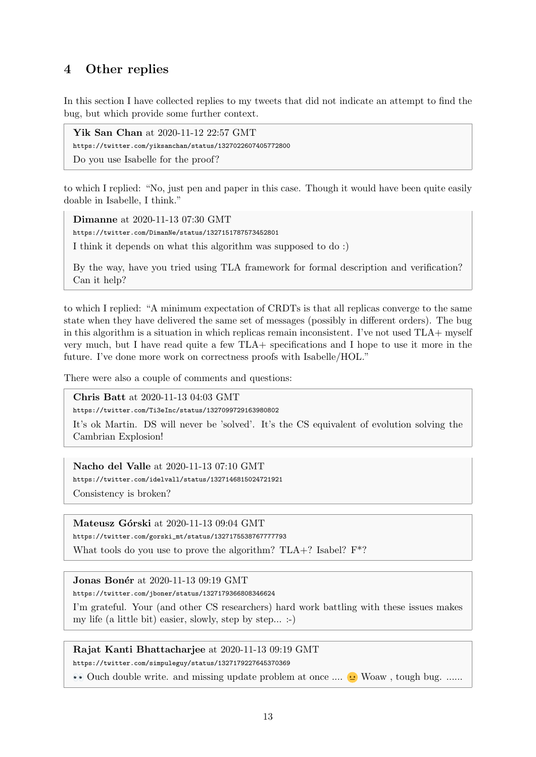## 4 Other replies

In this section I have collected replies to my tweets that did not indicate an attempt to find the bug, but which provide some further context.

> **Yik San Chan** at 2020-11-12 22:57 GMT
>
> https://twitter.com/yiksanchan/status/1327022607405772800
>
> Do you use Isabelle for the proof?

to which I replied: "No, just pen and paper in this case. Though it would have been quite easily doable in Isabelle, I think."

> **Dimanne** at 2020-11-13 07:30 GMT
>
> https://twitter.com/DimanNe/status/1327151787573452801
>
> I think it depends on what this algorithm was supposed to do :)
>
> By the way, have you tried using TLA framework for formal description and verification? Can it help?

to which I replied: "A minimum expectation of CRDTs is that all replicas converge to the same state when they have delivered the same set of messages (possibly in different orders). The bug in this algorithm is a situation in which replicas remain inconsistent. I've not used TLA+ myself very much, but I have read quite a few TLA+ specifications and I hope to use it more in the future. I've done more work on correctness proofs with Isabelle/HOL."

There were also a couple of comments and questions:

> **Chris Batt** at 2020-11-13 04:03 GMT
>
> https://twitter.com/Ti3eInc/status/1327099729163980802
>
> It's ok Martin. DS will never be 'solved'. It's the CS equivalent of evolution solving the Cambrian Explosion!

> **Nacho del Valle** at 2020-11-13 07:10 GMT
>
> https://twitter.com/idelvall/status/1327146815024721921
>
> Consistency is broken?

> **Mateusz Górski** at 2020-11-13 09:04 GMT
>
> https://twitter.com/gorski_mt/status/1327175538767777793
>
> What tools do you use to prove the algorithm? TLA+? Isabel? F*?

> **Jonas Bonér** at 2020-11-13 09:19 GMT
>
> https://twitter.com/jboner/status/1327179366808346624
>
> I'm grateful. Your (and other CS researchers) hard work battling with these issues makes my life (a little bit) easier, slowly, step by step... :-)

> **Rajat Kanti Bhattacharjee** at 2020-11-13 09:19 GMT
>
> https://twitter.com/simpuleguy/status/1327179227645370369
>
> 👀 Ouch double write. and missing update problem at once .... 😐 Woaw , tough bug. ......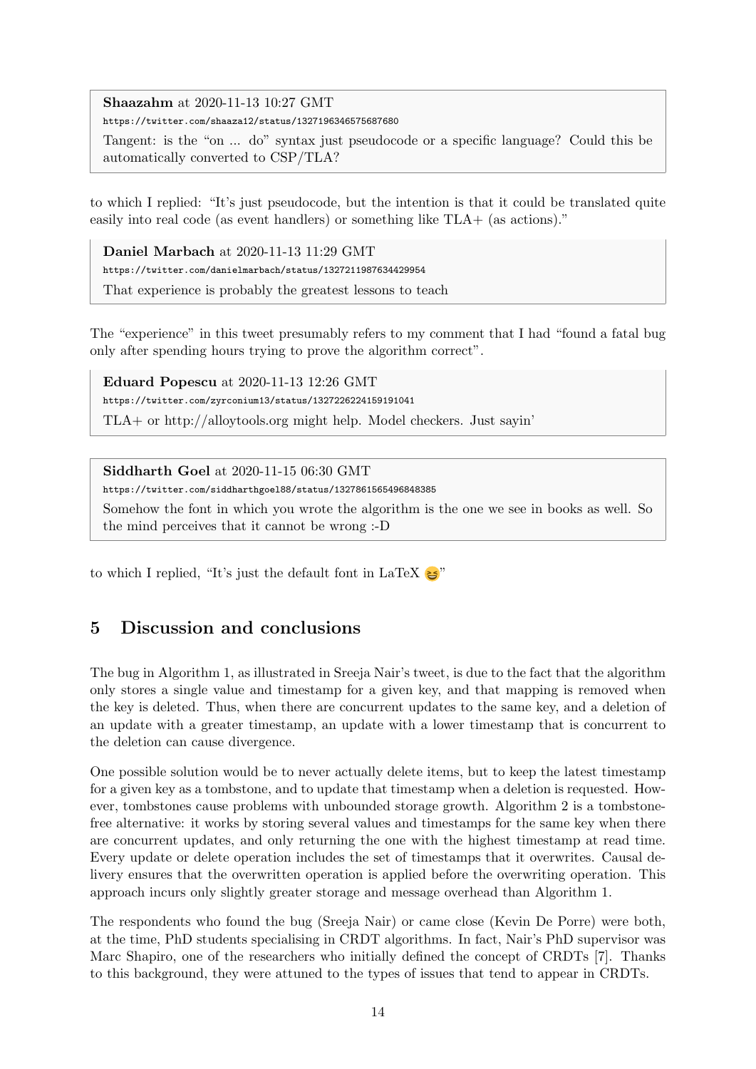**Shaazahm** at 2020-11-13 10:27 GMT
https://twitter.com/shaaza12/status/1327196346575687680
Tangent: is the "on ... do" syntax just pseudocode or a specific language? Could this be automatically converted to CSP/TLA?

to which I replied: "It's just pseudocode, but the intention is that it could be translated quite easily into real code (as event handlers) or something like TLA+ (as actions)."

**Daniel Marbach** at 2020-11-13 11:29 GMT
https://twitter.com/danielmarbach/status/1327211987634429954
That experience is probably the greatest lessons to teach

The "experience" in this tweet presumably refers to my comment that I had "found a fatal bug only after spending hours trying to prove the algorithm correct".

**Eduard Popescu** at 2020-11-13 12:26 GMT
https://twitter.com/zyrconium13/status/1327226224159191041
TLA+ or http://alloytools.org might help. Model checkers. Just sayin'

**Siddharth Goel** at 2020-11-15 06:30 GMT
https://twitter.com/siddharthgoel88/status/1327861565496848385
Somehow the font in which you wrote the algorithm is the one we see in books as well. So the mind perceives that it cannot be wrong :-D

to which I replied, "It's just the default font in LaTeX 😆"

## 5 Discussion and conclusions

The bug in Algorithm 1, as illustrated in Sreeja Nair's tweet, is due to the fact that the algorithm only stores a single value and timestamp for a given key, and that mapping is removed when the key is deleted. Thus, when there are concurrent updates to the same key, and a deletion of an update with a greater timestamp, an update with a lower timestamp that is concurrent to the deletion can cause divergence.

One possible solution would be to never actually delete items, but to keep the latest timestamp for a given key as a tombstone, and to update that timestamp when a deletion is requested. However, tombstones cause problems with unbounded storage growth. Algorithm 2 is a tombstone-free alternative: it works by storing several values and timestamps for the same key when there are concurrent updates, and only returning the one with the highest timestamp at read time. Every update or delete operation includes the set of timestamps that it overwrites. Causal delivery ensures that the overwritten operation is applied before the overwriting operation. This approach incurs only slightly greater storage and message overhead than Algorithm 1.

The respondents who found the bug (Sreeja Nair) or came close (Kevin De Porre) were both, at the time, PhD students specialising in CRDT algorithms. In fact, Nair's PhD supervisor was Marc Shapiro, one of the researchers who initially defined the concept of CRDTs [7]. Thanks to this background, they were attuned to the types of issues that tend to appear in CRDTs.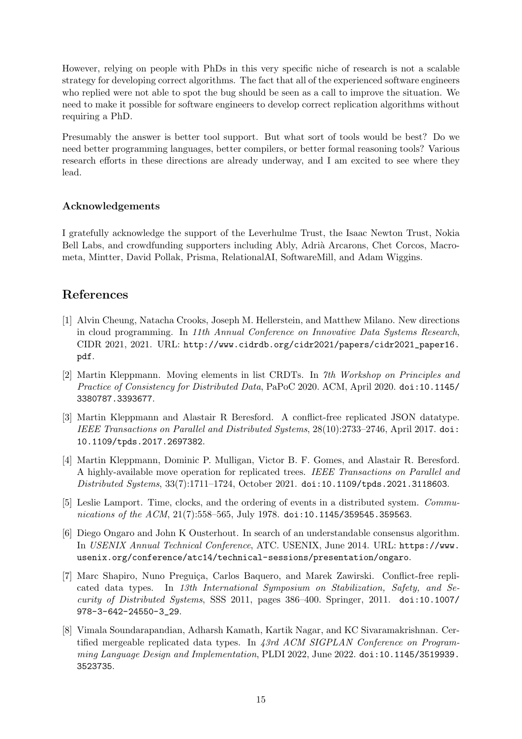However, relying on people with PhDs in this very specific niche of research is not a scalable strategy for developing correct algorithms. The fact that all of the experienced software engineers who replied were not able to spot the bug should be seen as a call to improve the situation. We need to make it possible for software engineers to develop correct replication algorithms without requiring a PhD.

Presumably the answer is better tool support. But what sort of tools would be best? Do we need better programming languages, better compilers, or better formal reasoning tools? Various research efforts in these directions are already underway, and I am excited to see where they lead.

### Acknowledgements

I gratefully acknowledge the support of the Leverhulme Trust, the Isaac Newton Trust, Nokia Bell Labs, and crowdfunding supporters including Ably, Adrià Arcarons, Chet Corcos, Macrometa, Mintter, David Pollak, Prisma, RelationalAI, SoftwareMill, and Adam Wiggins.

## References

[1] Alvin Cheung, Natacha Crooks, Joseph M. Hellerstein, and Matthew Milano. New directions in cloud programming. In *11th Annual Conference on Innovative Data Systems Research*, CIDR 2021, 2021. URL: `http://www.cidrdb.org/cidr2021/papers/cidr2021_paper16.pdf`.

[2] Martin Kleppmann. Moving elements in list CRDTs. In *7th Workshop on Principles and Practice of Consistency for Distributed Data*, PaPoC 2020. ACM, April 2020. `doi:10.1145/3380787.3393677`.

[3] Martin Kleppmann and Alastair R Beresford. A conflict-free replicated JSON datatype. *IEEE Transactions on Parallel and Distributed Systems*, 28(10):2733–2746, April 2017. `doi:10.1109/tpds.2017.2697382`.

[4] Martin Kleppmann, Dominic P. Mulligan, Victor B. F. Gomes, and Alastair R. Beresford. A highly-available move operation for replicated trees. *IEEE Transactions on Parallel and Distributed Systems*, 33(7):1711–1724, October 2021. `doi:10.1109/tpds.2021.3118603`.

[5] Leslie Lamport. Time, clocks, and the ordering of events in a distributed system. *Communications of the ACM*, 21(7):558–565, July 1978. `doi:10.1145/359545.359563`.

[6] Diego Ongaro and John K Ousterhout. In search of an understandable consensus algorithm. In *USENIX Annual Technical Conference*, ATC. USENIX, June 2014. URL: `https://www.usenix.org/conference/atc14/technical-sessions/presentation/ongaro`.

[7] Marc Shapiro, Nuno Preguiça, Carlos Baquero, and Marek Zawirski. Conflict-free replicated data types. In *13th International Symposium on Stabilization, Safety, and Security of Distributed Systems*, SSS 2011, pages 386–400. Springer, 2011. `doi:10.1007/978-3-642-24550-3_29`.

[8] Vimala Soundarapandian, Adharsh Kamath, Kartik Nagar, and KC Sivaramakrishnan. Certified mergeable replicated data types. In *43rd ACM SIGPLAN Conference on Programming Language Design and Implementation*, PLDI 2022, June 2022. `doi:10.1145/3519939.3523735`.